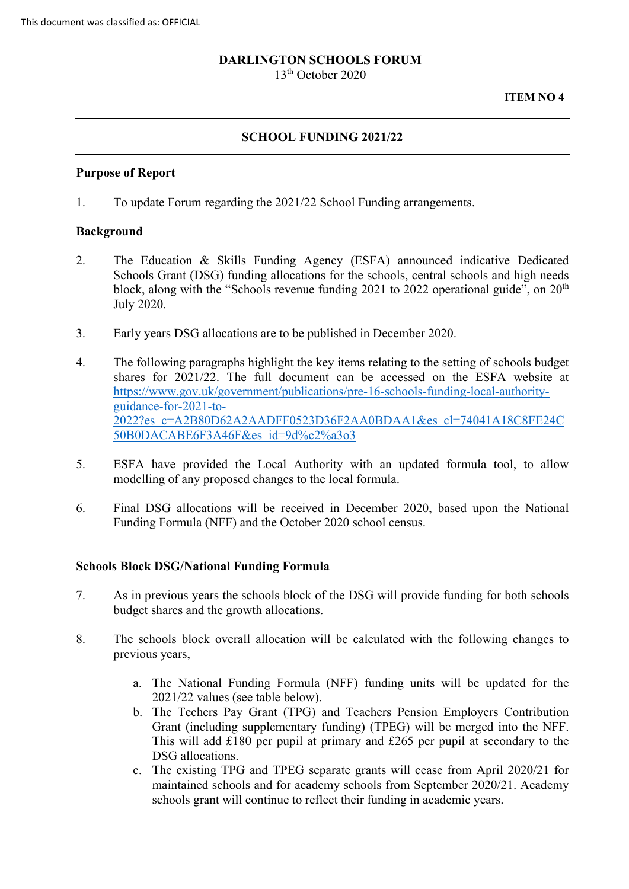This document was classified as: OFFICIAL

**DARLINGTON SCHOOLS FORUM**
13th October 2020

**ITEM NO 4**

---

## SCHOOL FUNDING 2021/22

---

### Purpose of Report

1. To update Forum regarding the 2021/22 School Funding arrangements.

### Background

2. The Education & Skills Funding Agency (ESFA) announced indicative Dedicated Schools Grant (DSG) funding allocations for the schools, central schools and high needs block, along with the "Schools revenue funding 2021 to 2022 operational guide", on 20th July 2020.

3. Early years DSG allocations are to be published in December 2020.

4. The following paragraphs highlight the key items relating to the setting of schools budget shares for 2021/22. The full document can be accessed on the ESFA website at https://www.gov.uk/government/publications/pre-16-schools-funding-local-authority-guidance-for-2021-to-2022?es_c=A2B80D62A2AADFF0523D36F2AA0BDAA1&es_cl=74041A18C8FE24C50B0DACABE6F3A46F&es_id=9d%c2%a3o3

5. ESFA have provided the Local Authority with an updated formula tool, to allow modelling of any proposed changes to the local formula.

6. Final DSG allocations will be received in December 2020, based upon the National Funding Formula (NFF) and the October 2020 school census.

### Schools Block DSG/National Funding Formula

7. As in previous years the schools block of the DSG will provide funding for both schools budget shares and the growth allocations.

8. The schools block overall allocation will be calculated with the following changes to previous years,

    a. The National Funding Formula (NFF) funding units will be updated for the 2021/22 values (see table below).
    b. The Techers Pay Grant (TPG) and Teachers Pension Employers Contribution Grant (including supplementary funding) (TPEG) will be merged into the NFF. This will add £180 per pupil at primary and £265 per pupil at secondary to the DSG allocations.
    c. The existing TPG and TPEG separate grants will cease from April 2020/21 for maintained schools and for academy schools from September 2020/21. Academy schools grant will continue to reflect their funding in academic years.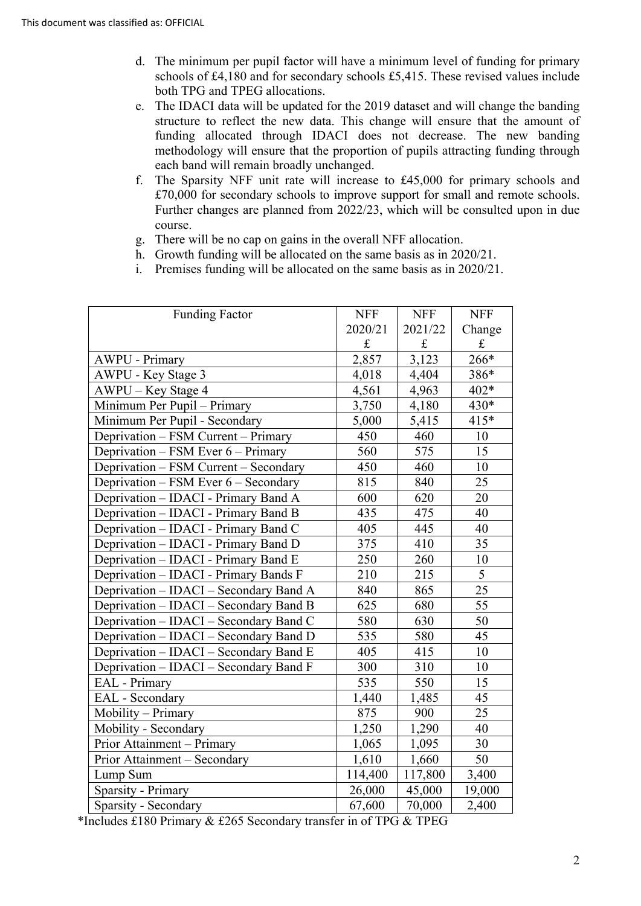d. The minimum per pupil factor will have a minimum level of funding for primary schools of £4,180 and for secondary schools £5,415. These revised values include both TPG and TPEG allocations.
e. The IDACI data will be updated for the 2019 dataset and will change the banding structure to reflect the new data. This change will ensure that the amount of funding allocated through IDACI does not decrease. The new banding methodology will ensure that the proportion of pupils attracting funding through each band will remain broadly unchanged.
f. The Sparsity NFF unit rate will increase to £45,000 for primary schools and £70,000 for secondary schools to improve support for small and remote schools. Further changes are planned from 2022/23, which will be consulted upon in due course.
g. There will be no cap on gains in the overall NFF allocation.
h. Growth funding will be allocated on the same basis as in 2020/21.
i. Premises funding will be allocated on the same basis as in 2020/21.

| Funding Factor | NFF 2020/21 £ | NFF 2021/22 £ | NFF Change £ |
|---|---|---|---|
| AWPU - Primary | 2,857 | 3,123 | 266* |
| AWPU - Key Stage 3 | 4,018 | 4,404 | 386* |
| AWPU – Key Stage 4 | 4,561 | 4,963 | 402* |
| Minimum Per Pupil – Primary | 3,750 | 4,180 | 430* |
| Minimum Per Pupil - Secondary | 5,000 | 5,415 | 415* |
| Deprivation – FSM Current – Primary | 450 | 460 | 10 |
| Deprivation – FSM Ever 6 – Primary | 560 | 575 | 15 |
| Deprivation – FSM Current – Secondary | 450 | 460 | 10 |
| Deprivation – FSM Ever 6 – Secondary | 815 | 840 | 25 |
| Deprivation – IDACI - Primary Band A | 600 | 620 | 20 |
| Deprivation – IDACI - Primary Band B | 435 | 475 | 40 |
| Deprivation – IDACI - Primary Band C | 405 | 445 | 40 |
| Deprivation – IDACI - Primary Band D | 375 | 410 | 35 |
| Deprivation – IDACI - Primary Band E | 250 | 260 | 10 |
| Deprivation – IDACI - Primary Bands F | 210 | 215 | 5 |
| Deprivation – IDACI – Secondary Band A | 840 | 865 | 25 |
| Deprivation – IDACI – Secondary Band B | 625 | 680 | 55 |
| Deprivation – IDACI – Secondary Band C | 580 | 630 | 50 |
| Deprivation – IDACI – Secondary Band D | 535 | 580 | 45 |
| Deprivation – IDACI – Secondary Band E | 405 | 415 | 10 |
| Deprivation – IDACI – Secondary Band F | 300 | 310 | 10 |
| EAL - Primary | 535 | 550 | 15 |
| EAL - Secondary | 1,440 | 1,485 | 45 |
| Mobility – Primary | 875 | 900 | 25 |
| Mobility - Secondary | 1,250 | 1,290 | 40 |
| Prior Attainment – Primary | 1,065 | 1,095 | 30 |
| Prior Attainment – Secondary | 1,610 | 1,660 | 50 |
| Lump Sum | 114,400 | 117,800 | 3,400 |
| Sparsity - Primary | 26,000 | 45,000 | 19,000 |
| Sparsity - Secondary | 67,600 | 70,000 | 2,400 |

*Includes £180 Primary & £265 Secondary transfer in of TPG & TPEG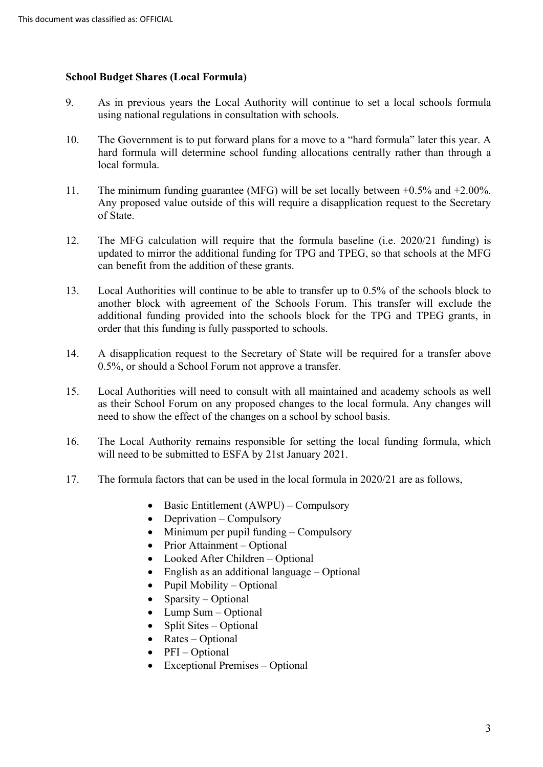**School Budget Shares (Local Formula)**

9. As in previous years the Local Authority will continue to set a local schools formula using national regulations in consultation with schools.

10. The Government is to put forward plans for a move to a "hard formula" later this year. A hard formula will determine school funding allocations centrally rather than through a local formula.

11. The minimum funding guarantee (MFG) will be set locally between +0.5% and +2.00%. Any proposed value outside of this will require a disapplication request to the Secretary of State.

12. The MFG calculation will require that the formula baseline (i.e. 2020/21 funding) is updated to mirror the additional funding for TPG and TPEG, so that schools at the MFG can benefit from the addition of these grants.

13. Local Authorities will continue to be able to transfer up to 0.5% of the schools block to another block with agreement of the Schools Forum. This transfer will exclude the additional funding provided into the schools block for the TPG and TPEG grants, in order that this funding is fully passported to schools.

14. A disapplication request to the Secretary of State will be required for a transfer above 0.5%, or should a School Forum not approve a transfer.

15. Local Authorities will need to consult with all maintained and academy schools as well as their School Forum on any proposed changes to the local formula. Any changes will need to show the effect of the changes on a school by school basis.

16. The Local Authority remains responsible for setting the local funding formula, which will need to be submitted to ESFA by 21st January 2021.

17. The formula factors that can be used in the local formula in 2020/21 are as follows,

- Basic Entitlement (AWPU) – Compulsory
- Deprivation – Compulsory
- Minimum per pupil funding – Compulsory
- Prior Attainment – Optional
- Looked After Children – Optional
- English as an additional language – Optional
- Pupil Mobility – Optional
- Sparsity – Optional
- Lump Sum – Optional
- Split Sites – Optional
- Rates – Optional
- PFI – Optional
- Exceptional Premises – Optional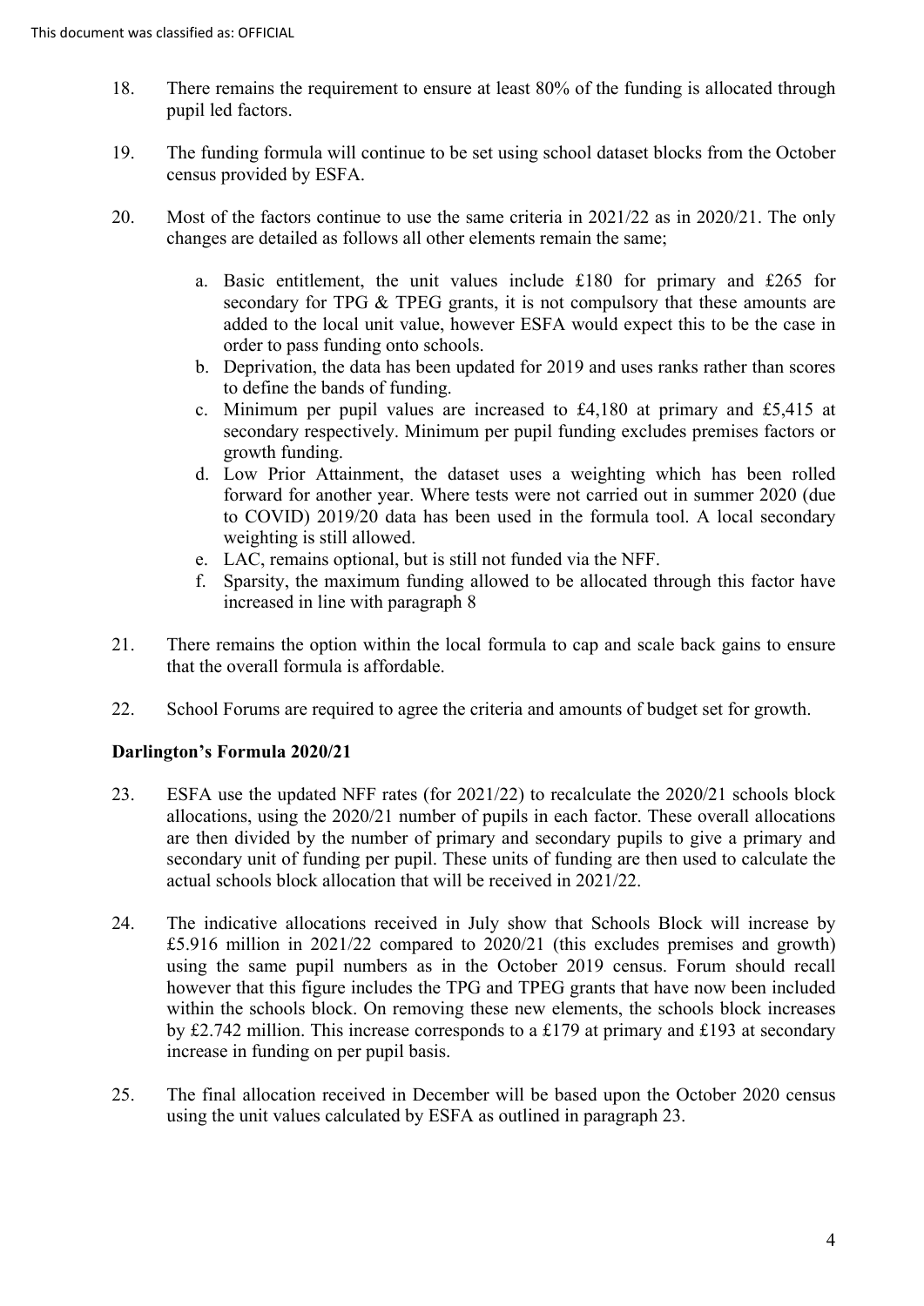18. There remains the requirement to ensure at least 80% of the funding is allocated through pupil led factors.

19. The funding formula will continue to be set using school dataset blocks from the October census provided by ESFA.

20. Most of the factors continue to use the same criteria in 2021/22 as in 2020/21. The only changes are detailed as follows all other elements remain the same;

    a. Basic entitlement, the unit values include £180 for primary and £265 for secondary for TPG & TPEG grants, it is not compulsory that these amounts are added to the local unit value, however ESFA would expect this to be the case in order to pass funding onto schools.
    b. Deprivation, the data has been updated for 2019 and uses ranks rather than scores to define the bands of funding.
    c. Minimum per pupil values are increased to £4,180 at primary and £5,415 at secondary respectively. Minimum per pupil funding excludes premises factors or growth funding.
    d. Low Prior Attainment, the dataset uses a weighting which has been rolled forward for another year. Where tests were not carried out in summer 2020 (due to COVID) 2019/20 data has been used in the formula tool. A local secondary weighting is still allowed.
    e. LAC, remains optional, but is still not funded via the NFF.
    f. Sparsity, the maximum funding allowed to be allocated through this factor have increased in line with paragraph 8

21. There remains the option within the local formula to cap and scale back gains to ensure that the overall formula is affordable.

22. School Forums are required to agree the criteria and amounts of budget set for growth.

**Darlington's Formula 2020/21**

23. ESFA use the updated NFF rates (for 2021/22) to recalculate the 2020/21 schools block allocations, using the 2020/21 number of pupils in each factor. These overall allocations are then divided by the number of primary and secondary pupils to give a primary and secondary unit of funding per pupil. These units of funding are then used to calculate the actual schools block allocation that will be received in 2021/22.

24. The indicative allocations received in July show that Schools Block will increase by £5.916 million in 2021/22 compared to 2020/21 (this excludes premises and growth) using the same pupil numbers as in the October 2019 census. Forum should recall however that this figure includes the TPG and TPEG grants that have now been included within the schools block. On removing these new elements, the schools block increases by £2.742 million. This increase corresponds to a £179 at primary and £193 at secondary increase in funding on per pupil basis.

25. The final allocation received in December will be based upon the October 2020 census using the unit values calculated by ESFA as outlined in paragraph 23.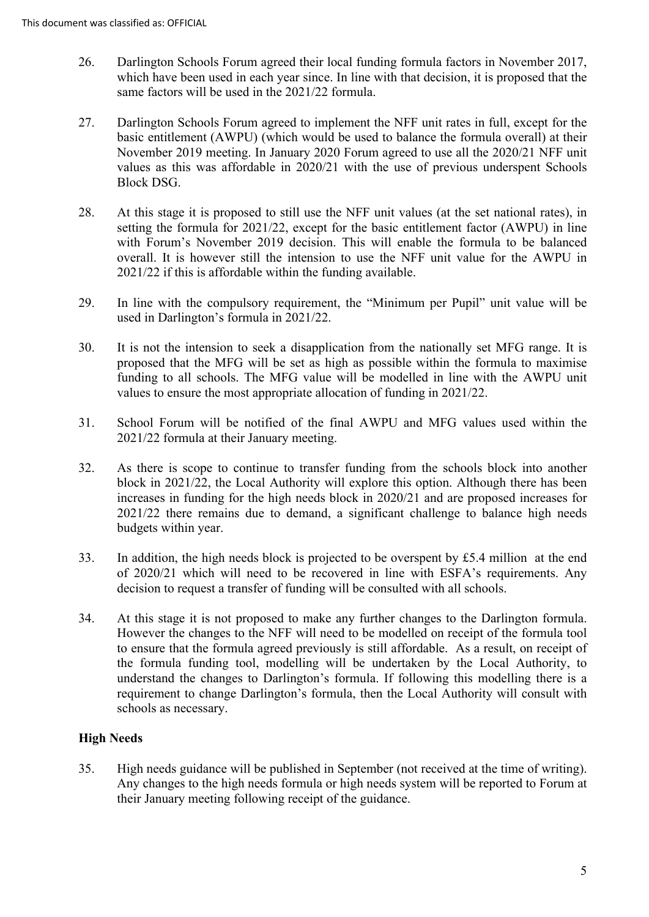26. Darlington Schools Forum agreed their local funding formula factors in November 2017, which have been used in each year since. In line with that decision, it is proposed that the same factors will be used in the 2021/22 formula.

27. Darlington Schools Forum agreed to implement the NFF unit rates in full, except for the basic entitlement (AWPU) (which would be used to balance the formula overall) at their November 2019 meeting. In January 2020 Forum agreed to use all the 2020/21 NFF unit values as this was affordable in 2020/21 with the use of previous underspent Schools Block DSG.

28. At this stage it is proposed to still use the NFF unit values (at the set national rates), in setting the formula for 2021/22, except for the basic entitlement factor (AWPU) in line with Forum's November 2019 decision. This will enable the formula to be balanced overall. It is however still the intension to use the NFF unit value for the AWPU in 2021/22 if this is affordable within the funding available.

29. In line with the compulsory requirement, the "Minimum per Pupil" unit value will be used in Darlington's formula in 2021/22.

30. It is not the intension to seek a disapplication from the nationally set MFG range. It is proposed that the MFG will be set as high as possible within the formula to maximise funding to all schools. The MFG value will be modelled in line with the AWPU unit values to ensure the most appropriate allocation of funding in 2021/22.

31. School Forum will be notified of the final AWPU and MFG values used within the 2021/22 formula at their January meeting.

32. As there is scope to continue to transfer funding from the schools block into another block in 2021/22, the Local Authority will explore this option. Although there has been increases in funding for the high needs block in 2020/21 and are proposed increases for 2021/22 there remains due to demand, a significant challenge to balance high needs budgets within year.

33. In addition, the high needs block is projected to be overspent by £5.4 million at the end of 2020/21 which will need to be recovered in line with ESFA's requirements. Any decision to request a transfer of funding will be consulted with all schools.

34. At this stage it is not proposed to make any further changes to the Darlington formula. However the changes to the NFF will need to be modelled on receipt of the formula tool to ensure that the formula agreed previously is still affordable. As a result, on receipt of the formula funding tool, modelling will be undertaken by the Local Authority, to understand the changes to Darlington's formula. If following this modelling there is a requirement to change Darlington's formula, then the Local Authority will consult with schools as necessary.

**High Needs**

35. High needs guidance will be published in September (not received at the time of writing). Any changes to the high needs formula or high needs system will be reported to Forum at their January meeting following receipt of the guidance.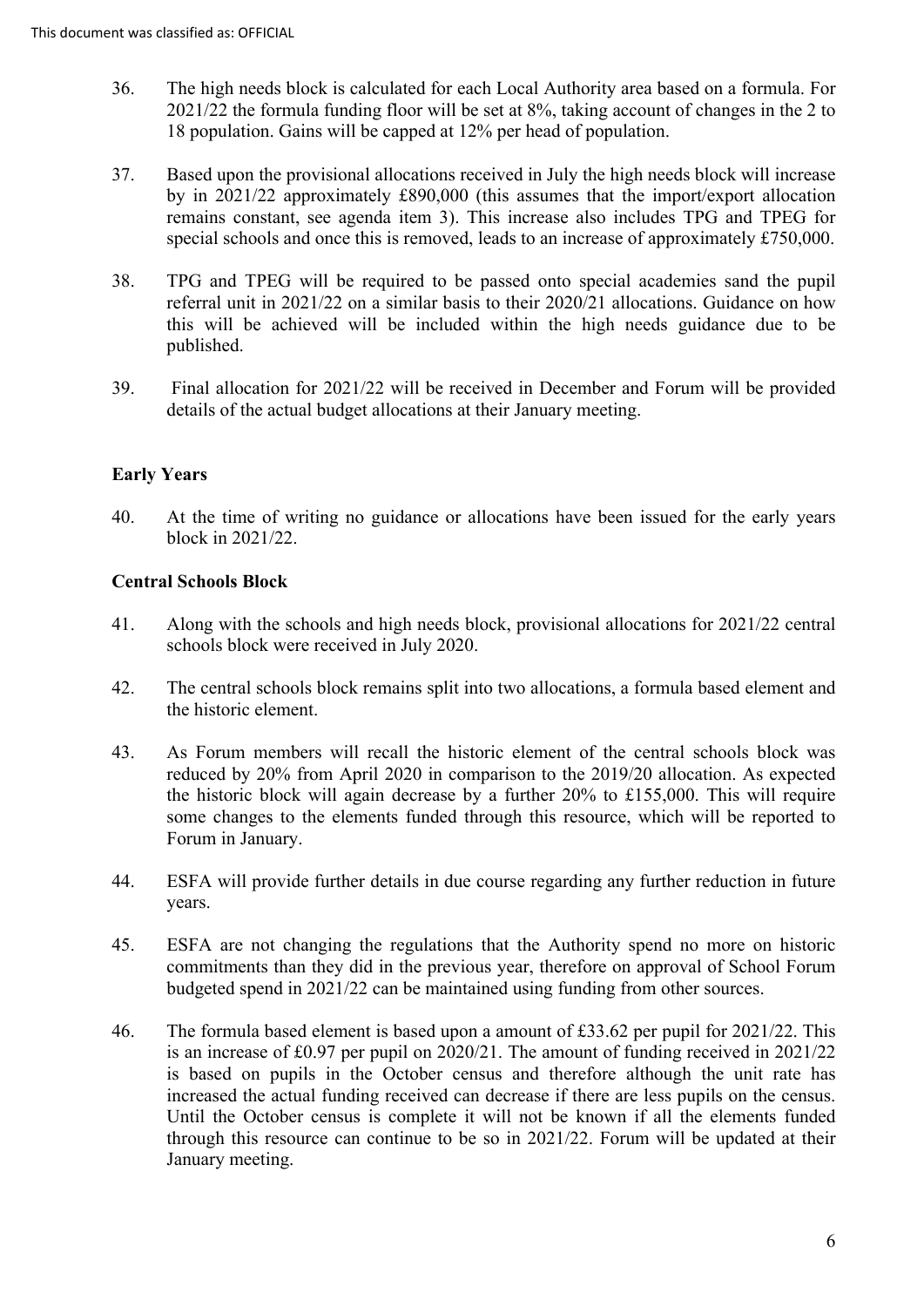36. The high needs block is calculated for each Local Authority area based on a formula. For 2021/22 the formula funding floor will be set at 8%, taking account of changes in the 2 to 18 population. Gains will be capped at 12% per head of population.

37. Based upon the provisional allocations received in July the high needs block will increase by in 2021/22 approximately £890,000 (this assumes that the import/export allocation remains constant, see agenda item 3). This increase also includes TPG and TPEG for special schools and once this is removed, leads to an increase of approximately £750,000.

38. TPG and TPEG will be required to be passed onto special academies sand the pupil referral unit in 2021/22 on a similar basis to their 2020/21 allocations. Guidance on how this will be achieved will be included within the high needs guidance due to be published.

39. Final allocation for 2021/22 will be received in December and Forum will be provided details of the actual budget allocations at their January meeting.

**Early Years**

40. At the time of writing no guidance or allocations have been issued for the early years block in 2021/22.

**Central Schools Block**

41. Along with the schools and high needs block, provisional allocations for 2021/22 central schools block were received in July 2020.

42. The central schools block remains split into two allocations, a formula based element and the historic element.

43. As Forum members will recall the historic element of the central schools block was reduced by 20% from April 2020 in comparison to the 2019/20 allocation. As expected the historic block will again decrease by a further 20% to £155,000. This will require some changes to the elements funded through this resource, which will be reported to Forum in January.

44. ESFA will provide further details in due course regarding any further reduction in future years.

45. ESFA are not changing the regulations that the Authority spend no more on historic commitments than they did in the previous year, therefore on approval of School Forum budgeted spend in 2021/22 can be maintained using funding from other sources.

46. The formula based element is based upon a amount of £33.62 per pupil for 2021/22. This is an increase of £0.97 per pupil on 2020/21. The amount of funding received in 2021/22 is based on pupils in the October census and therefore although the unit rate has increased the actual funding received can decrease if there are less pupils on the census. Until the October census is complete it will not be known if all the elements funded through this resource can continue to be so in 2021/22. Forum will be updated at their January meeting.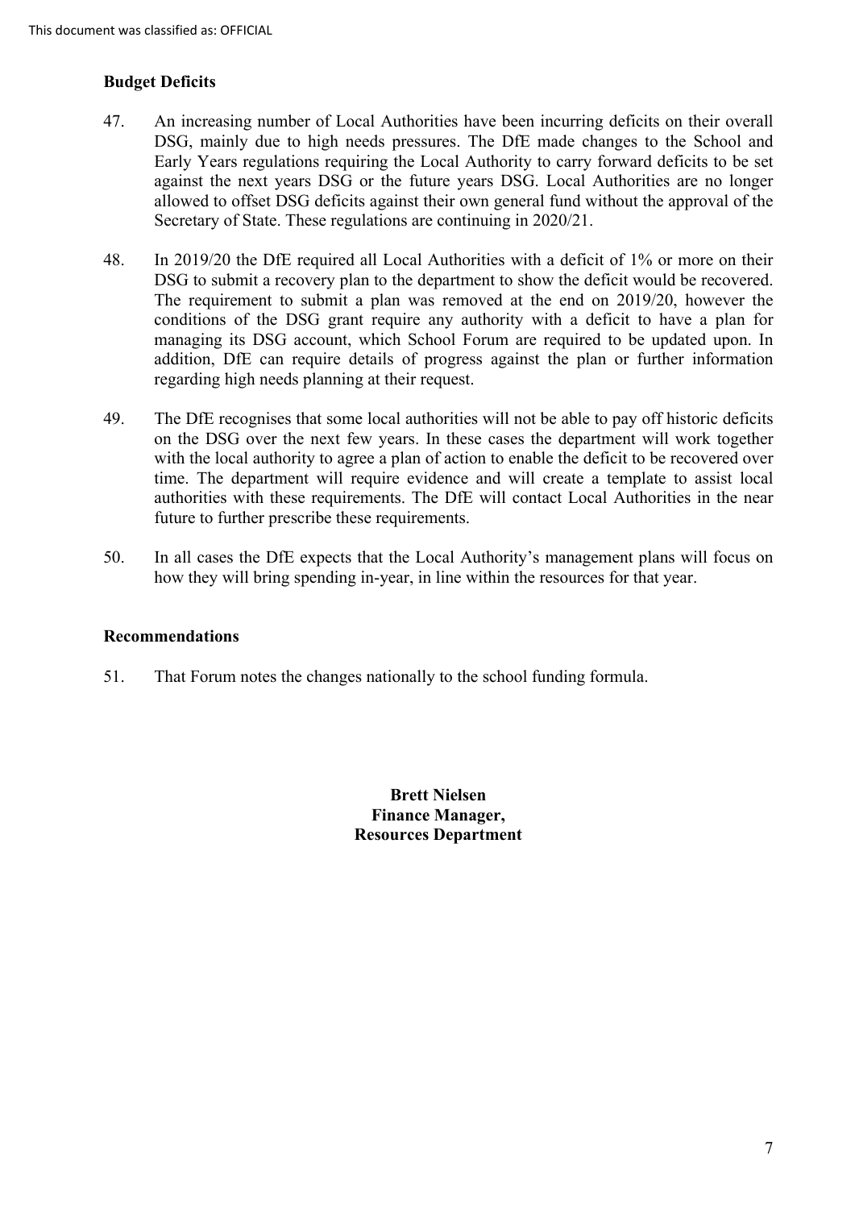## Budget Deficits

47. An increasing number of Local Authorities have been incurring deficits on their overall DSG, mainly due to high needs pressures. The DfE made changes to the School and Early Years regulations requiring the Local Authority to carry forward deficits to be set against the next years DSG or the future years DSG. Local Authorities are no longer allowed to offset DSG deficits against their own general fund without the approval of the Secretary of State. These regulations are continuing in 2020/21.

48. In 2019/20 the DfE required all Local Authorities with a deficit of 1% or more on their DSG to submit a recovery plan to the department to show the deficit would be recovered. The requirement to submit a plan was removed at the end on 2019/20, however the conditions of the DSG grant require any authority with a deficit to have a plan for managing its DSG account, which School Forum are required to be updated upon. In addition, DfE can require details of progress against the plan or further information regarding high needs planning at their request.

49. The DfE recognises that some local authorities will not be able to pay off historic deficits on the DSG over the next few years. In these cases the department will work together with the local authority to agree a plan of action to enable the deficit to be recovered over time. The department will require evidence and will create a template to assist local authorities with these requirements. The DfE will contact Local Authorities in the near future to further prescribe these requirements.

50. In all cases the DfE expects that the Local Authority's management plans will focus on how they will bring spending in-year, in line within the resources for that year.

## Recommendations

51. That Forum notes the changes nationally to the school funding formula.

**Brett Nielsen**
**Finance Manager,**
**Resources Department**